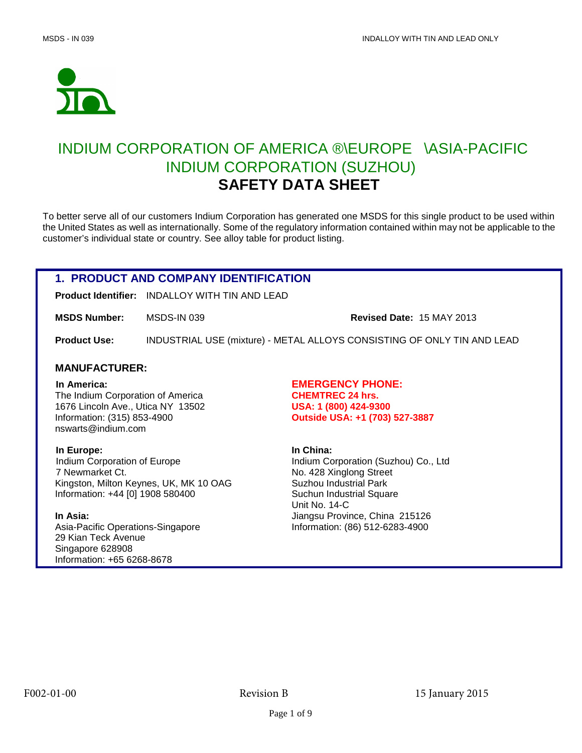# INDIUM CORPORATION OF AMERICA ®\EUROPE \ASIA-PACIFIC
## INDIUM CORPORATION (SUZHOU)
## SAFETY DATA SHEET

To better serve all of our customers Indium Corporation has generated one MSDS for this single product to be used within the United States as well as internationally. Some of the regulatory information contained within may not be applicable to the customer's individual state or country. See alloy table for product listing.

## 1. PRODUCT AND COMPANY IDENTIFICATION

**Product Identifier:** INDALLOY WITH TIN AND LEAD

**MSDS Number:** MSDS-IN 039

**Revised Date:** 15 MAY 2013

**Product Use:** INDUSTRIAL USE (mixture) - METAL ALLOYS CONSISTING OF ONLY TIN AND LEAD

### MANUFACTURER:

**In America:**
The Indium Corporation of America
1676 Lincoln Ave., Utica NY 13502
Information: (315) 853-4900
nswarts@indium.com

**EMERGENCY PHONE:**
**CHEMTREC 24 hrs.**
**USA: 1 (800) 424-9300**
**Outside USA: +1 (703) 527-3887**

**In Europe:**
Indium Corporation of Europe
7 Newmarket Ct.
Kingston, Milton Keynes, UK, MK 10 OAG
Information: +44 [0] 1908 580400

**In Asia:**
Asia-Pacific Operations-Singapore
29 Kian Teck Avenue
Singapore 628908
Information: +65 6268-8678

**In China:**
Indium Corporation (Suzhou) Co., Ltd
No. 428 Xinglong Street
Suzhou Industrial Park
Suchun Industrial Square
Unit No. 14-C
Jiangsu Province, China 215126
Information: (86) 512-6283-4900

F002-01-00 Revision B 15 January 2015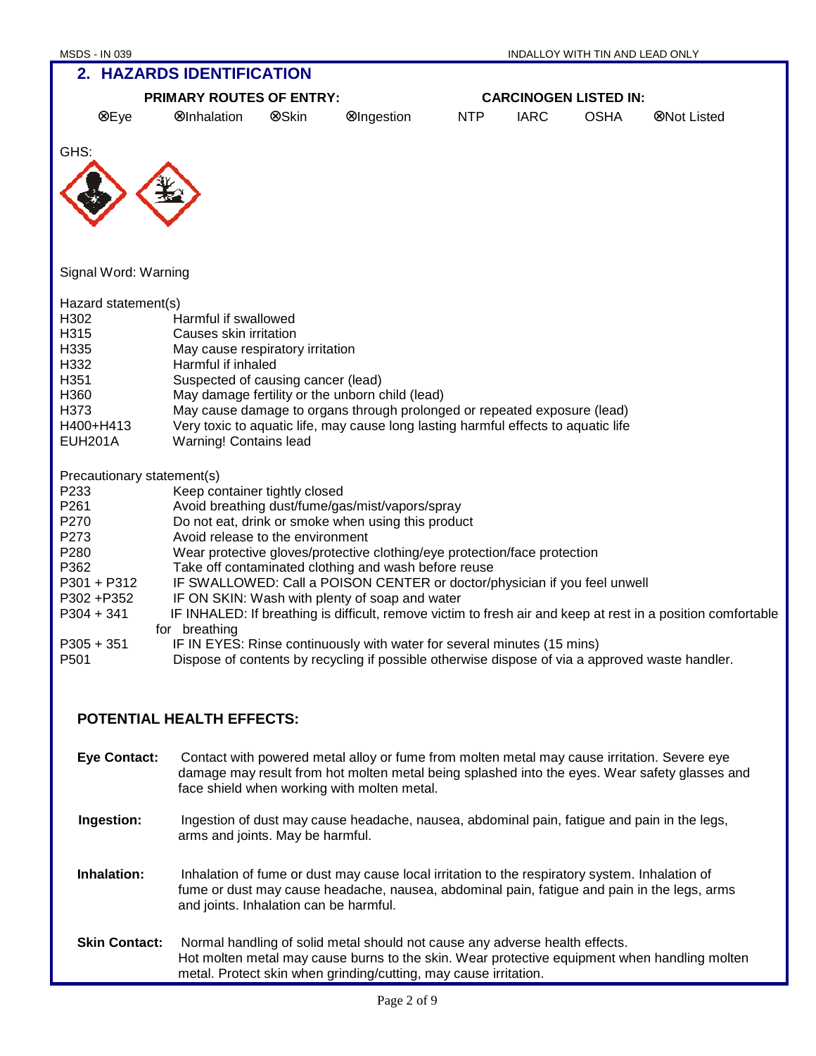## 2. HAZARDS IDENTIFICATION

**PRIMARY ROUTES OF ENTRY:**

⊗Eye ⊗Inhalation ⊗Skin ⊗Ingestion

**CARCINOGEN LISTED IN:**

NTP IARC OSHA ⊗Not Listed

GHS:

Signal Word: Warning

Hazard statement(s)

| | |
|---|---|
| H302 | Harmful if swallowed |
| H315 | Causes skin irritation |
| H335 | May cause respiratory irritation |
| H332 | Harmful if inhaled |
| H351 | Suspected of causing cancer (lead) |
| H360 | May damage fertility or the unborn child (lead) |
| H373 | May cause damage to organs through prolonged or repeated exposure (lead) |
| H400+H413 | Very toxic to aquatic life, may cause long lasting harmful effects to aquatic life |
| EUH201A | Warning! Contains lead |

Precautionary statement(s)

| | |
|---|---|
| P233 | Keep container tightly closed |
| P261 | Avoid breathing dust/fume/gas/mist/vapors/spray |
| P270 | Do not eat, drink or smoke when using this product |
| P273 | Avoid release to the environment |
| P280 | Wear protective gloves/protective clothing/eye protection/face protection |
| P362 | Take off contaminated clothing and wash before reuse |
| P301 + P312 | IF SWALLOWED: Call a POISON CENTER or doctor/physician if you feel unwell |
| P302 +P352 | IF ON SKIN: Wash with plenty of soap and water |
| P304 + 341 | IF INHALED: If breathing is difficult, remove victim to fresh air and keep at rest in a position comfortable for breathing |
| P305 + 351 | IF IN EYES: Rinse continuously with water for several minutes (15 mins) |
| P501 | Dispose of contents by recycling if possible otherwise dispose of via a approved waste handler. |

### POTENTIAL HEALTH EFFECTS:

**Eye Contact:** Contact with powered metal alloy or fume from molten metal may cause irritation. Severe eye damage may result from hot molten metal being splashed into the eyes. Wear safety glasses and face shield when working with molten metal.

**Ingestion:** Ingestion of dust may cause headache, nausea, abdominal pain, fatigue and pain in the legs, arms and joints. May be harmful.

**Inhalation:** Inhalation of fume or dust may cause local irritation to the respiratory system. Inhalation of fume or dust may cause headache, nausea, abdominal pain, fatigue and pain in the legs, arms and joints. Inhalation can be harmful.

**Skin Contact:** Normal handling of solid metal should not cause any adverse health effects. Hot molten metal may cause burns to the skin. Wear protective equipment when handling molten metal. Protect skin when grinding/cutting, may cause irritation.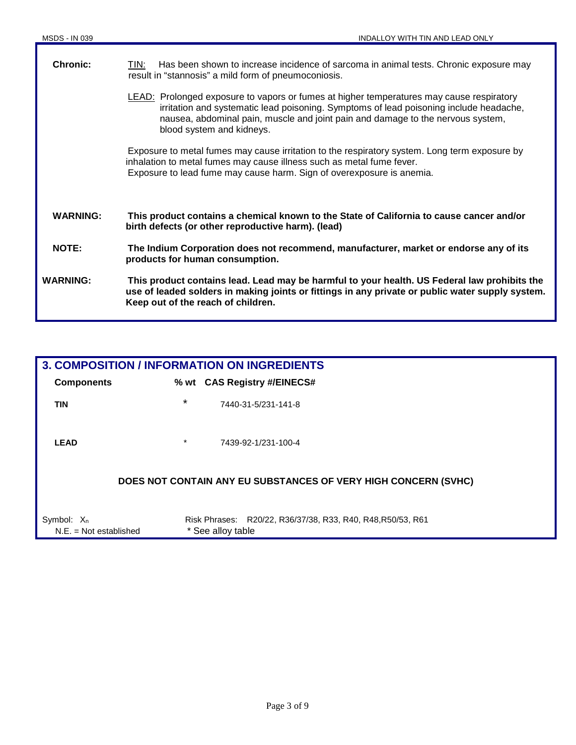**Chronic:**

TIN: Has been shown to increase incidence of sarcoma in animal tests. Chronic exposure may result in "stannosis" a mild form of pneumoconiosis.

LEAD: Prolonged exposure to vapors or fumes at higher temperatures may cause respiratory irritation and systematic lead poisoning. Symptoms of lead poisoning include headache, nausea, abdominal pain, muscle and joint pain and damage to the nervous system, blood system and kidneys.

Exposure to metal fumes may cause irritation to the respiratory system. Long term exposure by inhalation to metal fumes may cause illness such as metal fume fever.
Exposure to lead fume may cause harm. Sign of overexposure is anemia.

**WARNING:** **This product contains a chemical known to the State of California to cause cancer and/or birth defects (or other reproductive harm). (lead)**

**NOTE:** **The Indium Corporation does not recommend, manufacturer, market or endorse any of its products for human consumption.**

**WARNING:** **This product contains lead. Lead may be harmful to your health. US Federal law prohibits the use of leaded solders in making joints or fittings in any private or public water supply system. Keep out of the reach of children.**

## 3. COMPOSITION / INFORMATION ON INGREDIENTS

| Components | % wt | CAS Registry #/EINECS# |
|---|---|---|
| TIN | * | 7440-31-5/231-141-8 |
| LEAD | * | 7439-92-1/231-100-4 |

**DOES NOT CONTAIN ANY EU SUBSTANCES OF VERY HIGH CONCERN (SVHC)**

Symbol: $X_n$
N.E. = Not established

Risk Phrases: R20/22, R36/37/38, R33, R40, R48,R50/53, R61
* See alloy table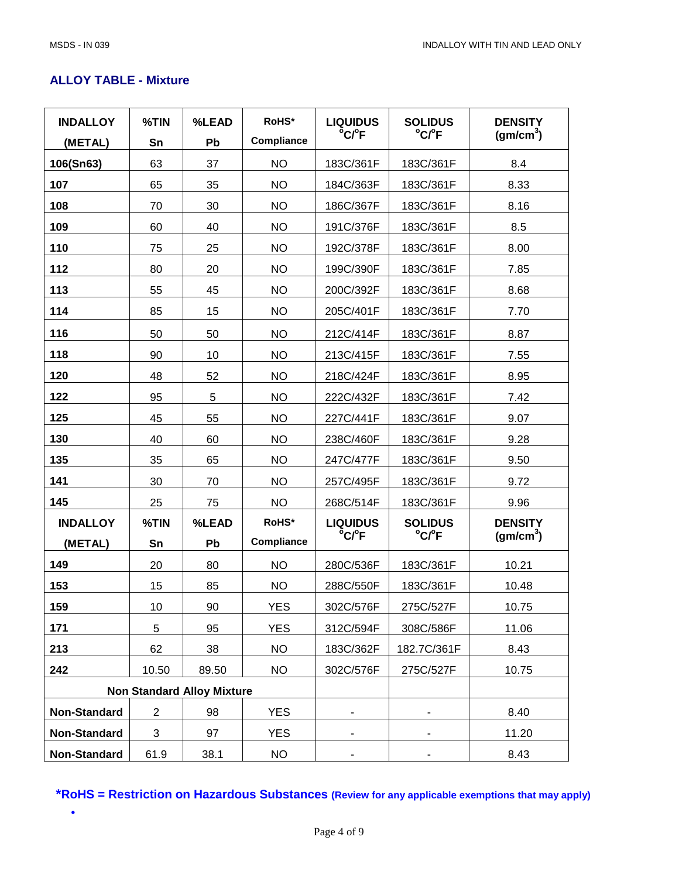## ALLOY TABLE - Mixture

| INDALLOY (METAL) | %TIN Sn | %LEAD Pb | RoHS* Compliance | LIQUIDUS °C/°F | SOLIDUS °C/°F | DENSITY (gm/cm³) |
|---|---|---|---|---|---|---|
| 106(Sn63) | 63 | 37 | NO | 183C/361F | 183C/361F | 8.4 |
| 107 | 65 | 35 | NO | 184C/363F | 183C/361F | 8.33 |
| 108 | 70 | 30 | NO | 186C/367F | 183C/361F | 8.16 |
| 109 | 60 | 40 | NO | 191C/376F | 183C/361F | 8.5 |
| 110 | 75 | 25 | NO | 192C/378F | 183C/361F | 8.00 |
| 112 | 80 | 20 | NO | 199C/390F | 183C/361F | 7.85 |
| 113 | 55 | 45 | NO | 200C/392F | 183C/361F | 8.68 |
| 114 | 85 | 15 | NO | 205C/401F | 183C/361F | 7.70 |
| 116 | 50 | 50 | NO | 212C/414F | 183C/361F | 8.87 |
| 118 | 90 | 10 | NO | 213C/415F | 183C/361F | 7.55 |
| 120 | 48 | 52 | NO | 218C/424F | 183C/361F | 8.95 |
| 122 | 95 | 5 | NO | 222C/432F | 183C/361F | 7.42 |
| 125 | 45 | 55 | NO | 227C/441F | 183C/361F | 9.07 |
| 130 | 40 | 60 | NO | 238C/460F | 183C/361F | 9.28 |
| 135 | 35 | 65 | NO | 247C/477F | 183C/361F | 9.50 |
| 141 | 30 | 70 | NO | 257C/495F | 183C/361F | 9.72 |
| 145 | 25 | 75 | NO | 268C/514F | 183C/361F | 9.96 |
| **INDALLOY (METAL)** | **%TIN Sn** | **%LEAD Pb** | **RoHS* Compliance** | **LIQUIDUS °C/°F** | **SOLIDUS °C/°F** | **DENSITY (gm/cm³)** |
| 149 | 20 | 80 | NO | 280C/536F | 183C/361F | 10.21 |
| 153 | 15 | 85 | NO | 288C/550F | 183C/361F | 10.48 |
| 159 | 10 | 90 | YES | 302C/576F | 275C/527F | 10.75 |
| 171 | 5 | 95 | YES | 312C/594F | 308C/586F | 11.06 |
| 213 | 62 | 38 | NO | 183C/362F | 182.7C/361F | 8.43 |
| 242 | 10.50 | 89.50 | NO | 302C/576F | 275C/527F | 10.75 |
| **Non Standard Alloy Mixture** | | | | | | |
| Non-Standard | 2 | 98 | YES | - | - | 8.40 |
| Non-Standard | 3 | 97 | YES | - | - | 11.20 |
| Non-Standard | 61.9 | 38.1 | NO | - | - | 8.43 |

**\*RoHS = Restriction on Hazardous Substances (Review for any applicable exemptions that may apply)**

•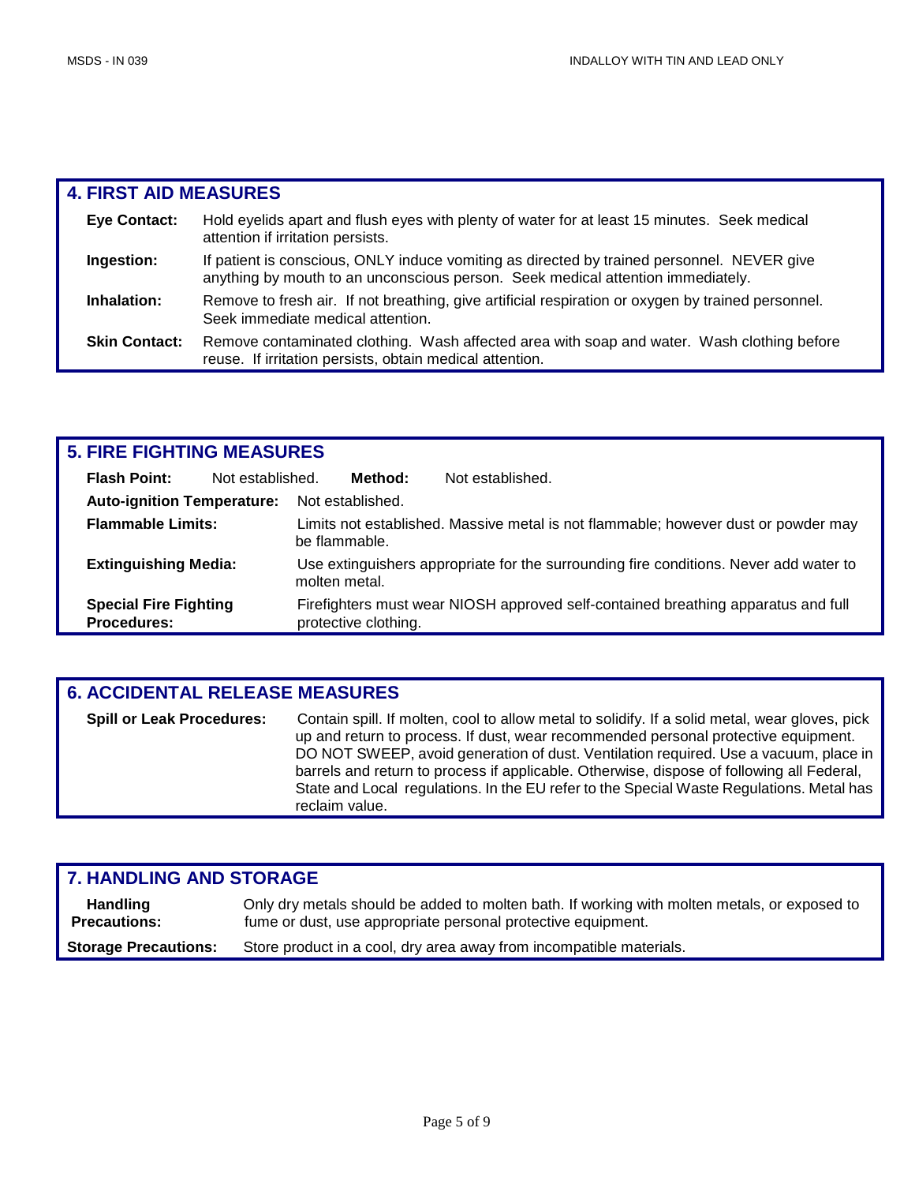## 4. FIRST AID MEASURES

**Eye Contact:** Hold eyelids apart and flush eyes with plenty of water for at least 15 minutes. Seek medical attention if irritation persists.

**Ingestion:** If patient is conscious, ONLY induce vomiting as directed by trained personnel. NEVER give anything by mouth to an unconscious person. Seek medical attention immediately.

**Inhalation:** Remove to fresh air. If not breathing, give artificial respiration or oxygen by trained personnel. Seek immediate medical attention.

**Skin Contact:** Remove contaminated clothing. Wash affected area with soap and water. Wash clothing before reuse. If irritation persists, obtain medical attention.

## 5. FIRE FIGHTING MEASURES

**Flash Point:** Not established. **Method:** Not established.

**Auto-ignition Temperature:** Not established.

**Flammable Limits:** Limits not established. Massive metal is not flammable; however dust or powder may be flammable.

**Extinguishing Media:** Use extinguishers appropriate for the surrounding fire conditions. Never add water to molten metal.

**Special Fire Fighting Procedures:** Firefighters must wear NIOSH approved self-contained breathing apparatus and full protective clothing.

## 6. ACCIDENTAL RELEASE MEASURES

**Spill or Leak Procedures:** Contain spill. If molten, cool to allow metal to solidify. If a solid metal, wear gloves, pick up and return to process. If dust, wear recommended personal protective equipment. DO NOT SWEEP, avoid generation of dust. Ventilation required. Use a vacuum, place in barrels and return to process if applicable. Otherwise, dispose of following all Federal, State and Local regulations. In the EU refer to the Special Waste Regulations. Metal has reclaim value.

## 7. HANDLING AND STORAGE

**Handling Precautions:** Only dry metals should be added to molten bath. If working with molten metals, or exposed to fume or dust, use appropriate personal protective equipment.

**Storage Precautions:** Store product in a cool, dry area away from incompatible materials.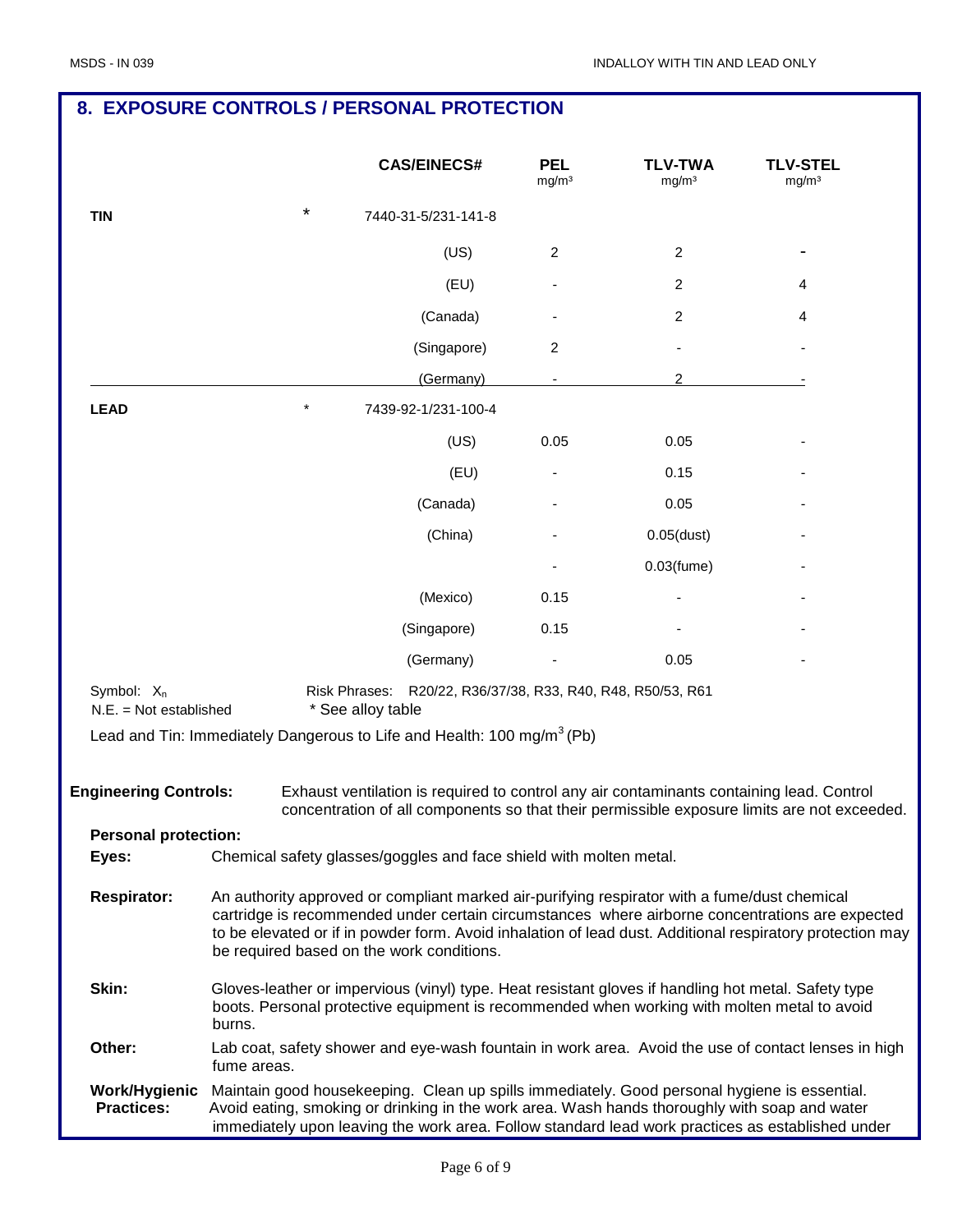## 8. EXPOSURE CONTROLS / PERSONAL PROTECTION

| | | CAS/EINECS# | PEL mg/m³ | TLV-TWA mg/m³ | TLV-STEL mg/m³ |
|---|---|---|---|---|---|
| **TIN** | * | 7440-31-5/231-141-8 | | | |
| | | (US) | 2 | 2 | - |
| | | (EU) | - | 2 | 4 |
| | | (Canada) | - | 2 | 4 |
| | | (Singapore) | 2 | - | - |
| | | (Germany) | - | 2 | - |
| **LEAD** | * | 7439-92-1/231-100-4 | | | |
| | | (US) | 0.05 | 0.05 | - |
| | | (EU) | - | 0.15 | - |
| | | (Canada) | - | 0.05 | - |
| | | (China) | - | 0.05(dust) | - |
| | | | - | 0.03(fume) | - |
| | | (Mexico) | 0.15 | - | - |
| | | (Singapore) | 0.15 | - | - |
| | | (Germany) | - | 0.05 | - |

Symbol: $X_n$ Risk Phrases: R20/22, R36/37/38, R33, R40, R48, R50/53, R61

N.E. = Not established * See alloy table

Lead and Tin: Immediately Dangerous to Life and Health: 100 mg/m³ (Pb)

**Engineering Controls:** Exhaust ventilation is required to control any air contaminants containing lead. Control concentration of all components so that their permissible exposure limits are not exceeded.

**Personal protection:**

**Eyes:** Chemical safety glasses/goggles and face shield with molten metal.

**Respirator:** An authority approved or compliant marked air-purifying respirator with a fume/dust chemical cartridge is recommended under certain circumstances where airborne concentrations are expected to be elevated or if in powder form. Avoid inhalation of lead dust. Additional respiratory protection may be required based on the work conditions.

**Skin:** Gloves-leather or impervious (vinyl) type. Heat resistant gloves if handling hot metal. Safety type boots. Personal protective equipment is recommended when working with molten metal to avoid burns.

**Other:** Lab coat, safety shower and eye-wash fountain in work area. Avoid the use of contact lenses in high fume areas.

**Work/Hygienic Practices:** Maintain good housekeeping. Clean up spills immediately. Good personal hygiene is essential. Avoid eating, smoking or drinking in the work area. Wash hands thoroughly with soap and water immediately upon leaving the work area. Follow standard lead work practices as established under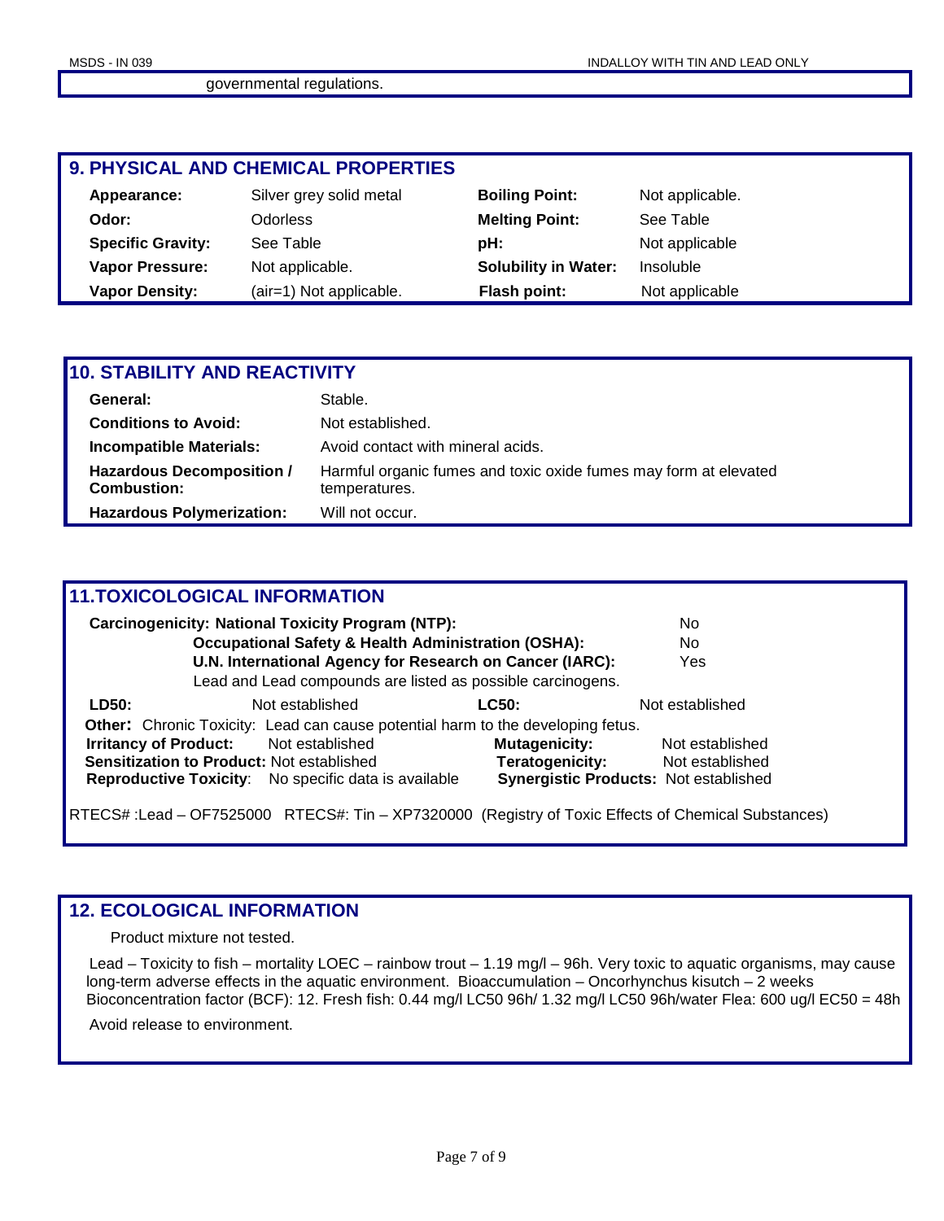governmental regulations.

## 9. PHYSICAL AND CHEMICAL PROPERTIES

| | | | |
|---|---|---|---|
| **Appearance:** | Silver grey solid metal | **Boiling Point:** | Not applicable. |
| **Odor:** | Odorless | **Melting Point:** | See Table |
| **Specific Gravity:** | See Table | **pH:** | Not applicable |
| **Vapor Pressure:** | Not applicable. | **Solubility in Water:** | Insoluble |
| **Vapor Density:** | (air=1) Not applicable. | **Flash point:** | Not applicable |

## 10. STABILITY AND REACTIVITY

| | |
|---|---|
| **General:** | Stable. |
| **Conditions to Avoid:** | Not established. |
| **Incompatible Materials:** | Avoid contact with mineral acids. |
| **Hazardous Decomposition / Combustion:** | Harmful organic fumes and toxic oxide fumes may form at elevated temperatures. |
| **Hazardous Polymerization:** | Will not occur. |

## 11.TOXICOLOGICAL INFORMATION

| | |
|---|---|
| **Carcinogenicity: National Toxicity Program (NTP):** | No |
| **Occupational Safety & Health Administration (OSHA):** | No |
| **U.N. International Agency for Research on Cancer (IARC):** | Yes |

Lead and Lead compounds are listed as possible carcinogens.

| | | | |
|---|---|---|---|
| **LD50:** | Not established | **LC50:** | Not established |

**Other:** Chronic Toxicity: Lead can cause potential harm to the developing fetus.

| | | | |
|---|---|---|---|
| **Irritancy of Product:** | Not established | **Mutagenicity:** | Not established |
| **Sensitization to Product:** | Not established | **Teratogenicity:** | Not established |
| **Reproductive Toxicity**: | No specific data is available | **Synergistic Products:** | Not established |

RTECS# :Lead – OF7525000 RTECS#: Tin – XP7320000 (Registry of Toxic Effects of Chemical Substances)

## 12. ECOLOGICAL INFORMATION

Product mixture not tested.

Lead – Toxicity to fish – mortality LOEC – rainbow trout – 1.19 mg/l – 96h. Very toxic to aquatic organisms, may cause long-term adverse effects in the aquatic environment. Bioaccumulation – Oncorhynchus kisutch – 2 weeks Bioconcentration factor (BCF): 12. Fresh fish: 0.44 mg/l LC50 96h/ 1.32 mg/l LC50 96h/water Flea: 600 ug/l EC50 = 48h

Avoid release to environment.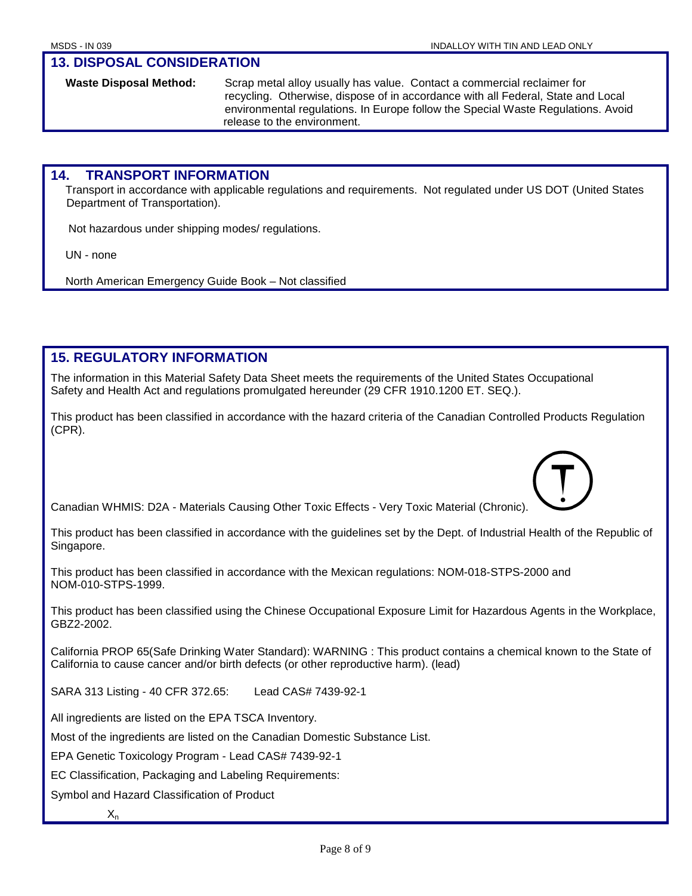## 13. DISPOSAL CONSIDERATION

**Waste Disposal Method:** Scrap metal alloy usually has value. Contact a commercial reclaimer for recycling. Otherwise, dispose of in accordance with all Federal, State and Local environmental regulations. In Europe follow the Special Waste Regulations. Avoid release to the environment.

## 14. TRANSPORT INFORMATION

Transport in accordance with applicable regulations and requirements. Not regulated under US DOT (United States Department of Transportation).

Not hazardous under shipping modes/ regulations.

UN - none

North American Emergency Guide Book – Not classified

## 15. REGULATORY INFORMATION

The information in this Material Safety Data Sheet meets the requirements of the United States Occupational Safety and Health Act and regulations promulgated hereunder (29 CFR 1910.1200 ET. SEQ.).

This product has been classified in accordance with the hazard criteria of the Canadian Controlled Products Regulation (CPR).

Canadian WHMIS: D2A - Materials Causing Other Toxic Effects - Very Toxic Material (Chronic).

This product has been classified in accordance with the guidelines set by the Dept. of Industrial Health of the Republic of Singapore.

This product has been classified in accordance with the Mexican regulations: NOM-018-STPS-2000 and NOM-010-STPS-1999.

This product has been classified using the Chinese Occupational Exposure Limit for Hazardous Agents in the Workplace, GBZ2-2002.

California PROP 65(Safe Drinking Water Standard): WARNING : This product contains a chemical known to the State of California to cause cancer and/or birth defects (or other reproductive harm). (lead)

SARA 313 Listing - 40 CFR 372.65: Lead CAS# 7439-92-1

All ingredients are listed on the EPA TSCA Inventory.

Most of the ingredients are listed on the Canadian Domestic Substance List.

EPA Genetic Toxicology Program - Lead CAS# 7439-92-1

EC Classification, Packaging and Labeling Requirements:

Symbol and Hazard Classification of Product

$X_n$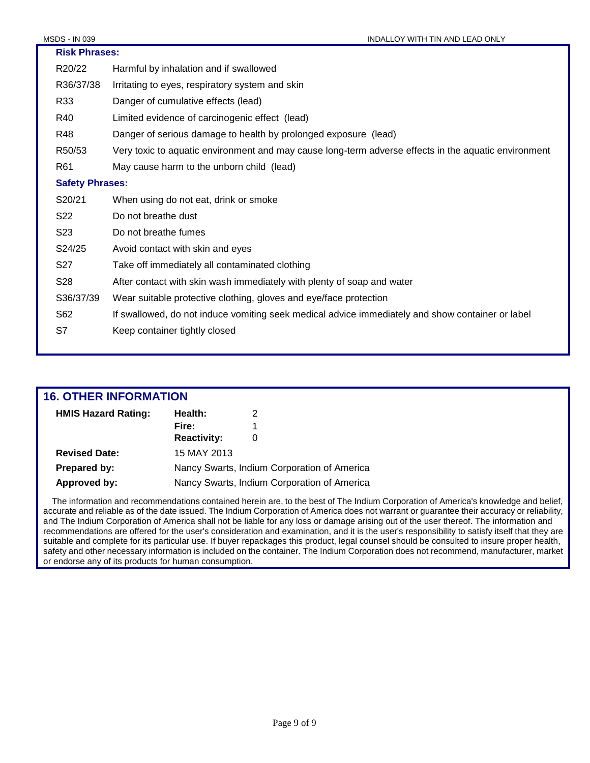**Risk Phrases:**

| | |
|---|---|
| R20/22 | Harmful by inhalation and if swallowed |
| R36/37/38 | Irritating to eyes, respiratory system and skin |
| R33 | Danger of cumulative effects (lead) |
| R40 | Limited evidence of carcinogenic effect (lead) |
| R48 | Danger of serious damage to health by prolonged exposure (lead) |
| R50/53 | Very toxic to aquatic environment and may cause long-term adverse effects in the aquatic environment |
| R61 | May cause harm to the unborn child (lead) |

**Safety Phrases:**

| | |
|---|---|
| S20/21 | When using do not eat, drink or smoke |
| S22 | Do not breathe dust |
| S23 | Do not breathe fumes |
| S24/25 | Avoid contact with skin and eyes |
| S27 | Take off immediately all contaminated clothing |
| S28 | After contact with skin wash immediately with plenty of soap and water |
| S36/37/39 | Wear suitable protective clothing, gloves and eye/face protection |
| S62 | If swallowed, do not induce vomiting seek medical advice immediately and show container or label |
| S7 | Keep container tightly closed |

## 16. OTHER INFORMATION

| | | |
|---|---|---|
| **HMIS Hazard Rating:** | **Health:** | 2 |
| | **Fire:** | 1 |
| | **Reactivity:** | 0 |
| **Revised Date:** | 15 MAY 2013 | |
| **Prepared by:** | Nancy Swarts, Indium Corporation of America | |
| **Approved by:** | Nancy Swarts, Indium Corporation of America | |

The information and recommendations contained herein are, to the best of The Indium Corporation of America's knowledge and belief, accurate and reliable as of the date issued. The Indium Corporation of America does not warrant or guarantee their accuracy or reliability, and The Indium Corporation of America shall not be liable for any loss or damage arising out of the user thereof. The information and recommendations are offered for the user's consideration and examination, and it is the user's responsibility to satisfy itself that they are suitable and complete for its particular use. If buyer repackages this product, legal counsel should be consulted to insure proper health, safety and other necessary information is included on the container. The Indium Corporation does not recommend, manufacturer, market or endorse any of its products for human consumption.